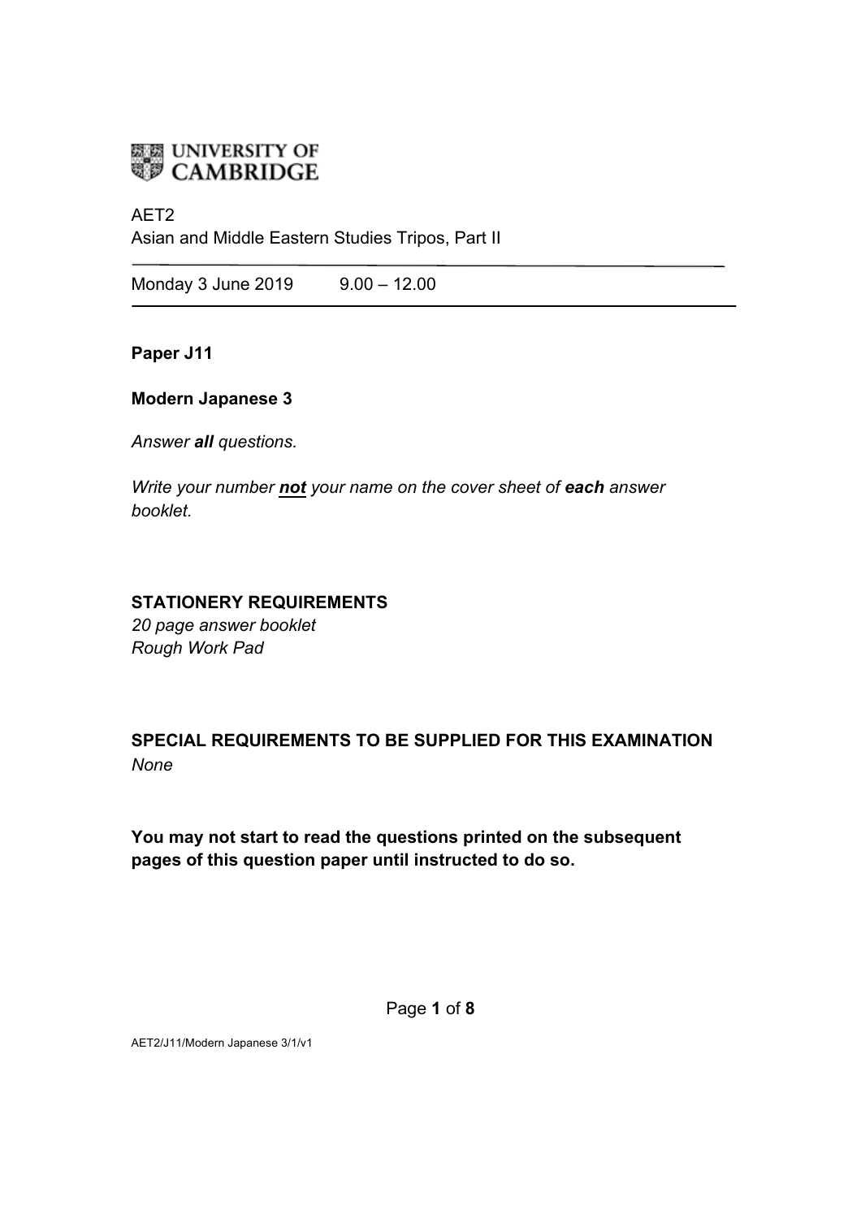UNIVERSITY OF CAMBRIDGE

AET2
Asian and Middle Eastern Studies Tripos, Part II

---

Monday 3 June 2019 9.00 – 12.00

---

**Paper J11**

**Modern Japanese 3**

*Answer **all** questions.*

*Write your number **not** your name on the cover sheet of **each** answer booklet.*

**STATIONERY REQUIREMENTS**
*20 page answer booklet*
*Rough Work Pad*

**SPECIAL REQUIREMENTS TO BE SUPPLIED FOR THIS EXAMINATION**
*None*

**You may not start to read the questions printed on the subsequent pages of this question paper until instructed to do so.**

AET2/J11/Modern Japanese 3/1/v1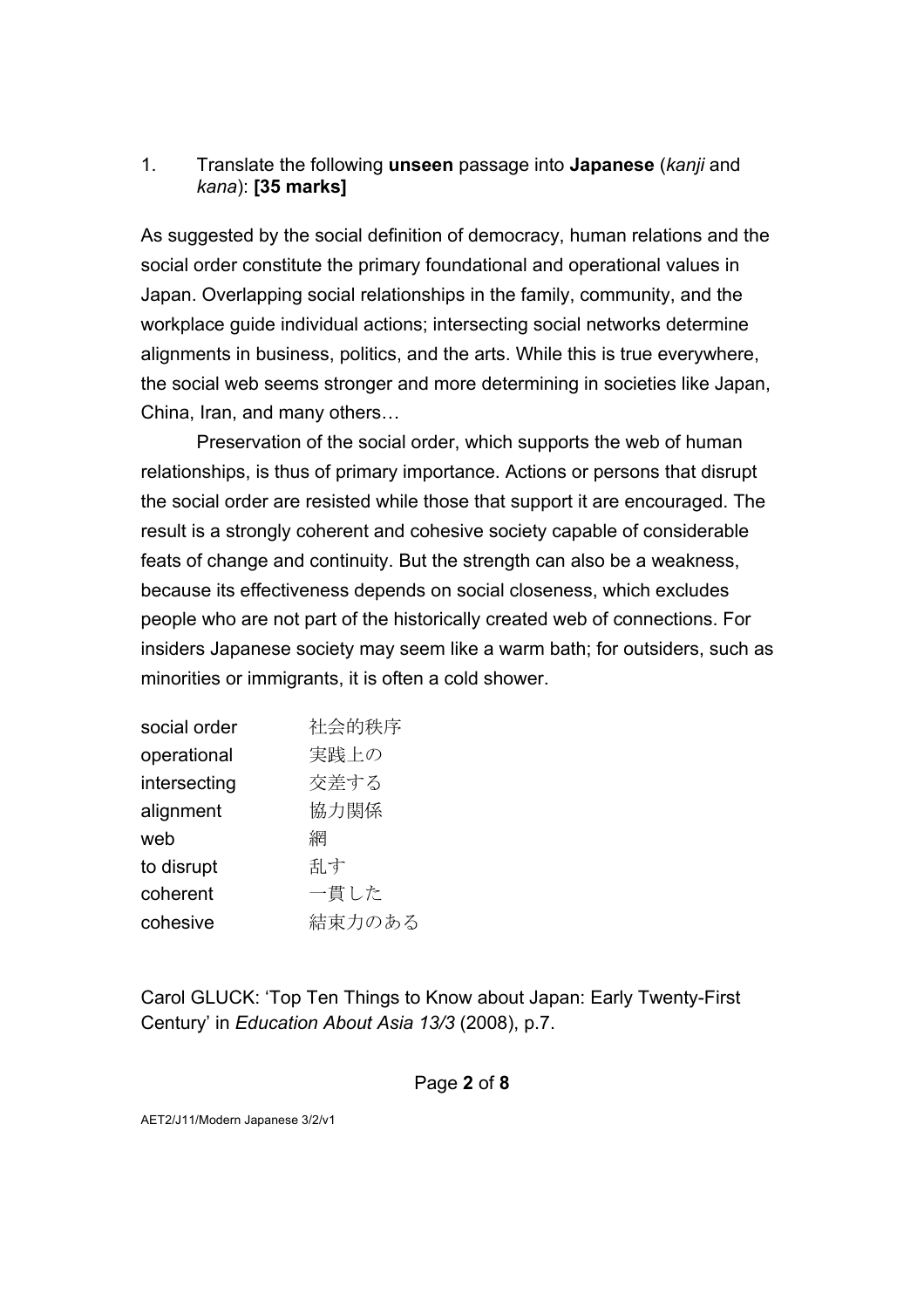1. Translate the following **unseen** passage into **Japanese** (*kanji* and *kana*): **[35 marks]**

As suggested by the social definition of democracy, human relations and the social order constitute the primary foundational and operational values in Japan. Overlapping social relationships in the family, community, and the workplace guide individual actions; intersecting social networks determine alignments in business, politics, and the arts. While this is true everywhere, the social web seems stronger and more determining in societies like Japan, China, Iran, and many others…

Preservation of the social order, which supports the web of human relationships, is thus of primary importance. Actions or persons that disrupt the social order are resisted while those that support it are encouraged. The result is a strongly coherent and cohesive society capable of considerable feats of change and continuity. But the strength can also be a weakness, because its effectiveness depends on social closeness, which excludes people who are not part of the historically created web of connections. For insiders Japanese society may seem like a warm bath; for outsiders, such as minorities or immigrants, it is often a cold shower.

| | |
|---|---|
| social order | 社会的秩序 |
| operational | 実践上の |
| intersecting | 交差する |
| alignment | 協力関係 |
| web | 網 |
| to disrupt | 乱す |
| coherent | 一貫した |
| cohesive | 結束力のある |

Carol GLUCK: 'Top Ten Things to Know about Japan: Early Twenty-First Century' in *Education About Asia 13/3* (2008), p.7.

AET2/J11/Modern Japanese 3/2/v1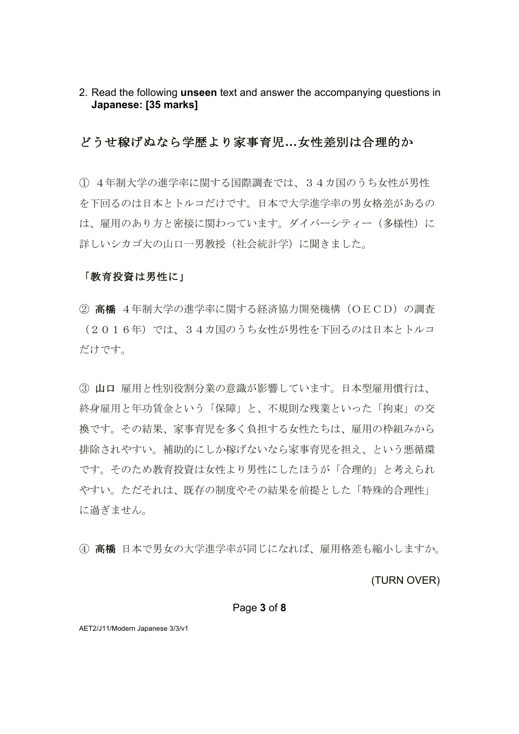2. Read the following **unseen** text and answer the accompanying questions in **Japanese: [35 marks]**

## どうせ稼げぬなら学歴より家事育児…女性差別は合理的か

① ４年制大学の進学率に関する国際調査では、３４カ国のうち女性が男性を下回るのは日本とトルコだけです。日本で大学進学率の男女格差があるのは、雇用のあり方と密接に関わっています。ダイバーシティー（多様性）に詳しいシカゴ大の山口一男教授（社会統計学）に聞きました。

### 「教育投資は男性に」

② **高橋** ４年制大学の進学率に関する経済協力開発機構（ＯＥＣＤ）の調査（２０１６年）では、３４カ国のうち女性が男性を下回るのは日本とトルコだけです。

③ **山口** 雇用と性別役割分業の意識が影響しています。日本型雇用慣行は、終身雇用と年功賃金という「保障」と、不規則な残業といった「拘束」の交換です。その結果、家事育児を多く負担する女性たちは、雇用の枠組みから排除されやすい。補助的にしか稼げないなら家事育児を担え、という悪循環です。そのため教育投資は女性より男性にしたほうが「合理的」と考えられやすい。ただそれは、既存の制度やその結果を前提とした「特殊的合理性」に過ぎません。

④ **高橋** 日本で男女の大学進学率が同じになれば、雇用格差も縮小しますか。

(TURN OVER)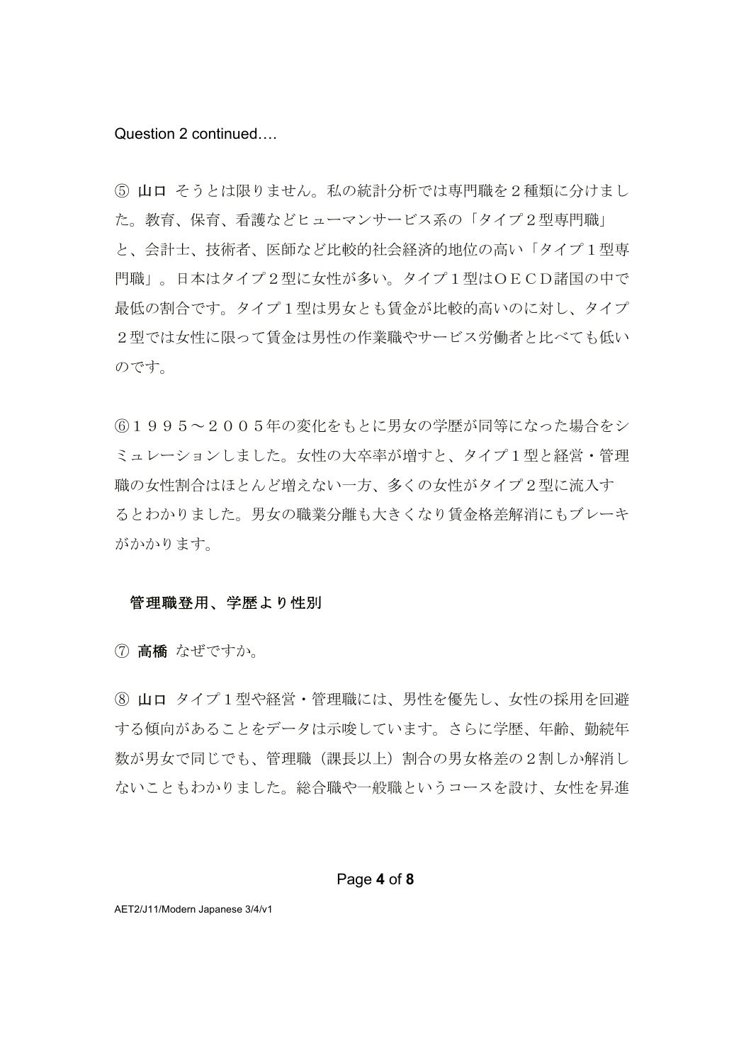Question 2 continued….

⑤ **山口** そうとは限りません。私の統計分析では専門職を２種類に分けました。教育、保育、看護などヒューマンサービス系の「タイプ２型専門職」と、会計士、技術者、医師など比較的社会経済的地位の高い「タイプ１型専門職」。日本はタイプ２型に女性が多い。タイプ１型はＯＥＣＤ諸国の中で最低の割合です。タイプ１型は男女とも賃金が比較的高いのに対し、タイプ２型では女性に限って賃金は男性の作業職やサービス労働者と比べても低いのです。

⑥１９９５～２００５年の変化をもとに男女の学歴が同等になった場合をシミュレーションしました。女性の大卒率が増すと、タイプ１型と経営・管理職の女性割合はほとんど増えない一方、多くの女性がタイプ２型に流入するとわかりました。男女の職業分離も大きくなり賃金格差解消にもブレーキがかかります。

**管理職登用、学歴より性別**

⑦ **高橋** なぜですか。

⑧ **山口** タイプ１型や経営・管理職には、男性を優先し、女性の採用を回避する傾向があることをデータは示唆しています。さらに学歴、年齢、勤続年数が男女で同じでも、管理職（課長以上）割合の男女格差の２割しか解消しないこともわかりました。総合職や一般職というコースを設け、女性を昇進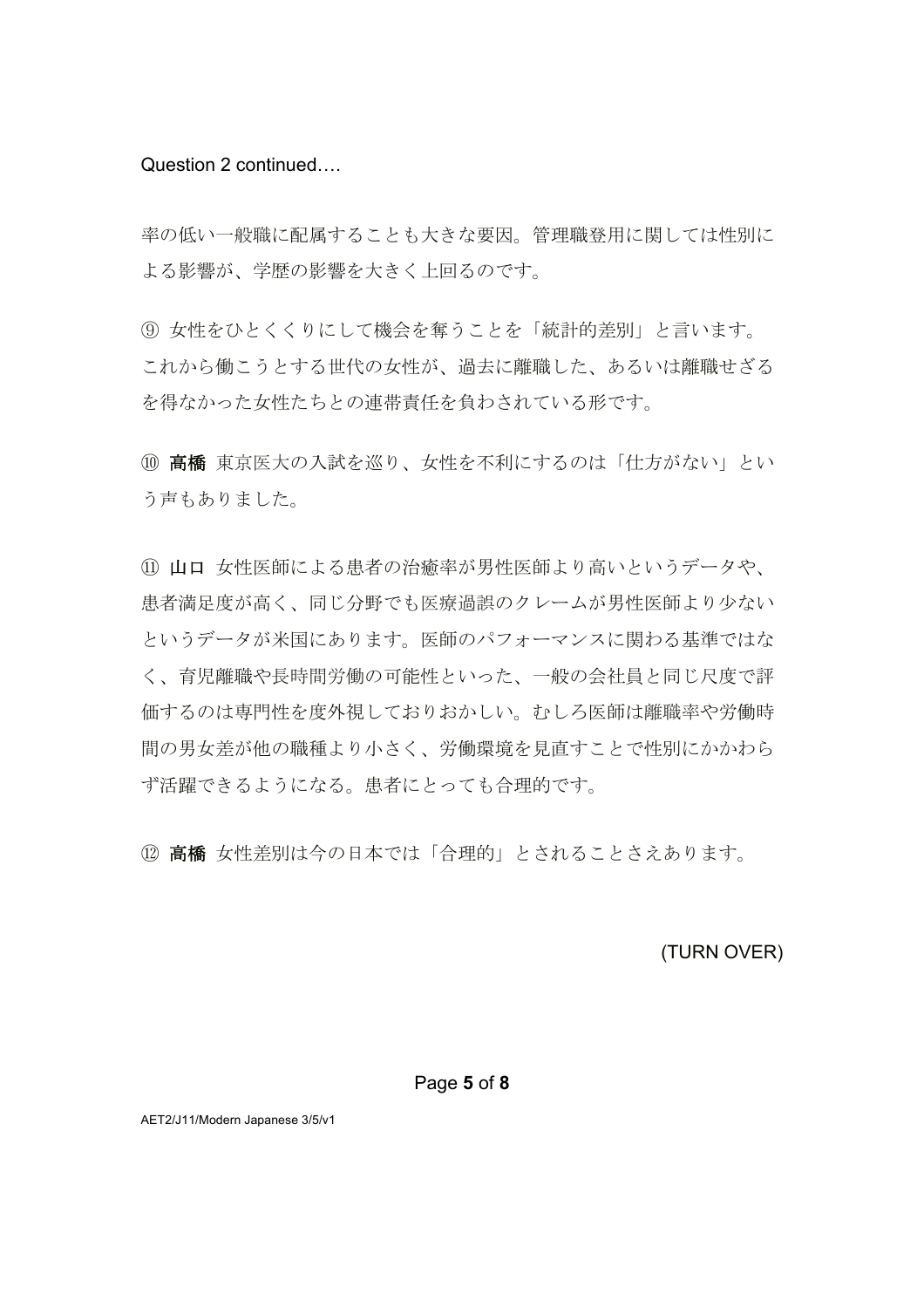Question 2 continued….

率の低い一般職に配属することも大きな要因。管理職登用に関しては性別による影響が、学歴の影響を大きく上回るのです。

⑨ 女性をひとくくりにして機会を奪うことを「統計的差別」と言います。これから働こうとする世代の女性が、過去に離職した、あるいは離職せざるを得なかった女性たちとの連帯責任を負わされている形です。

⑩ **高橋** 東京医大の入試を巡り、女性を不利にするのは「仕方がない」という声もありました。

⑪ **山口** 女性医師による患者の治癒率が男性医師より高いというデータや、患者満足度が高く、同じ分野でも医療過誤のクレームが男性医師より少ないというデータが米国にあります。医師のパフォーマンスに関わる基準ではなく、育児離職や長時間労働の可能性といった、一般の会社員と同じ尺度で評価するのは専門性を度外視しておりおかしい。むしろ医師は離職率や労働時間の男女差が他の職種より小さく、労働環境を見直すことで性別にかかわらず活躍できるようになる。患者にとっても合理的です。

⑫ **高橋** 女性差別は今の日本では「合理的」とされることさえあります。

(TURN OVER)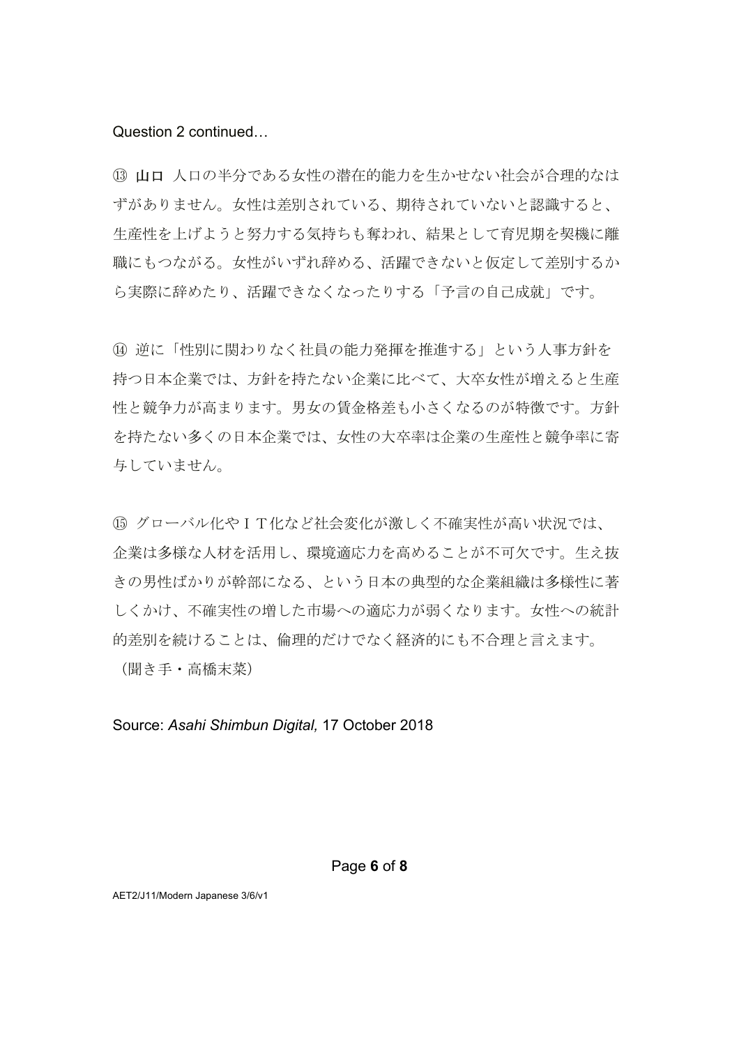Question 2 continued…

⑬ **山口** 人口の半分である女性の潜在的能力を生かせない社会が合理的なはずがありません。女性は差別されている、期待されていないと認識すると、生産性を上げようと努力する気持ちも奪われ、結果として育児期を契機に離職にもつながる。女性がいずれ辞める、活躍できないと仮定して差別するから実際に辞めたり、活躍できなくなったりする「予言の自己成就」です。

⑭ 逆に「性別に関わりなく社員の能力発揮を推進する」という人事方針を持つ日本企業では、方針を持たない企業に比べて、大卒女性が増えると生産性と競争力が高まります。男女の賃金格差も小さくなるのが特徴です。方針を持たない多くの日本企業では、女性の大卒率は企業の生産性と競争率に寄与していません。

⑮ グローバル化やＩＴ化など社会変化が激しく不確実性が高い状況では、企業は多様な人材を活用し、環境適応力を高めることが不可欠です。生え抜きの男性ばかりが幹部になる、という日本の典型的な企業組織は多様性に著しくかけ、不確実性の増した市場への適応力が弱くなります。女性への統計的差別を続けることは、倫理的だけでなく経済的にも不合理と言えます。

（聞き手・高橋末菜）

Source: *Asahi Shimbun Digital,* 17 October 2018

AET2/J11/Modern Japanese 3/6/v1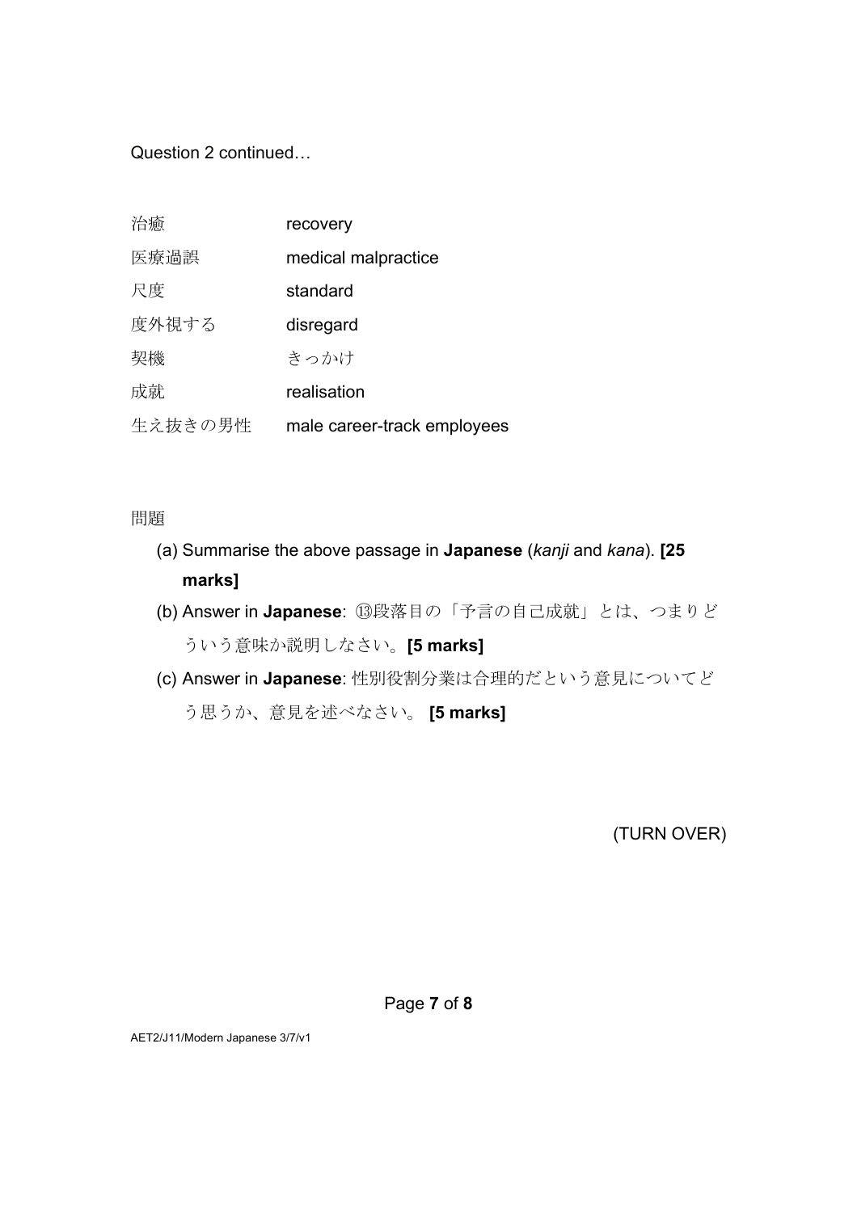Question 2 continued…

| | |
|---|---|
| 治癒 | recovery |
| 医療過誤 | medical malpractice |
| 尺度 | standard |
| 度外視する | disregard |
| 契機 | きっかけ |
| 成就 | realisation |
| 生え抜きの男性 | male career-track employees |

問題

(a) Summarise the above passage in **Japanese** (*kanji* and *kana*). **[25 marks]**

(b) Answer in **Japanese**: ⑬段落目の「予言の自己成就」とは、つまりどういう意味か説明しなさい。**[5 marks]**

(c) Answer in **Japanese**: 性別役割分業は合理的だという意見についてどう思うか、意見を述べなさい。 **[5 marks]**

(TURN OVER)

AET2/J11/Modern Japanese 3/7/v1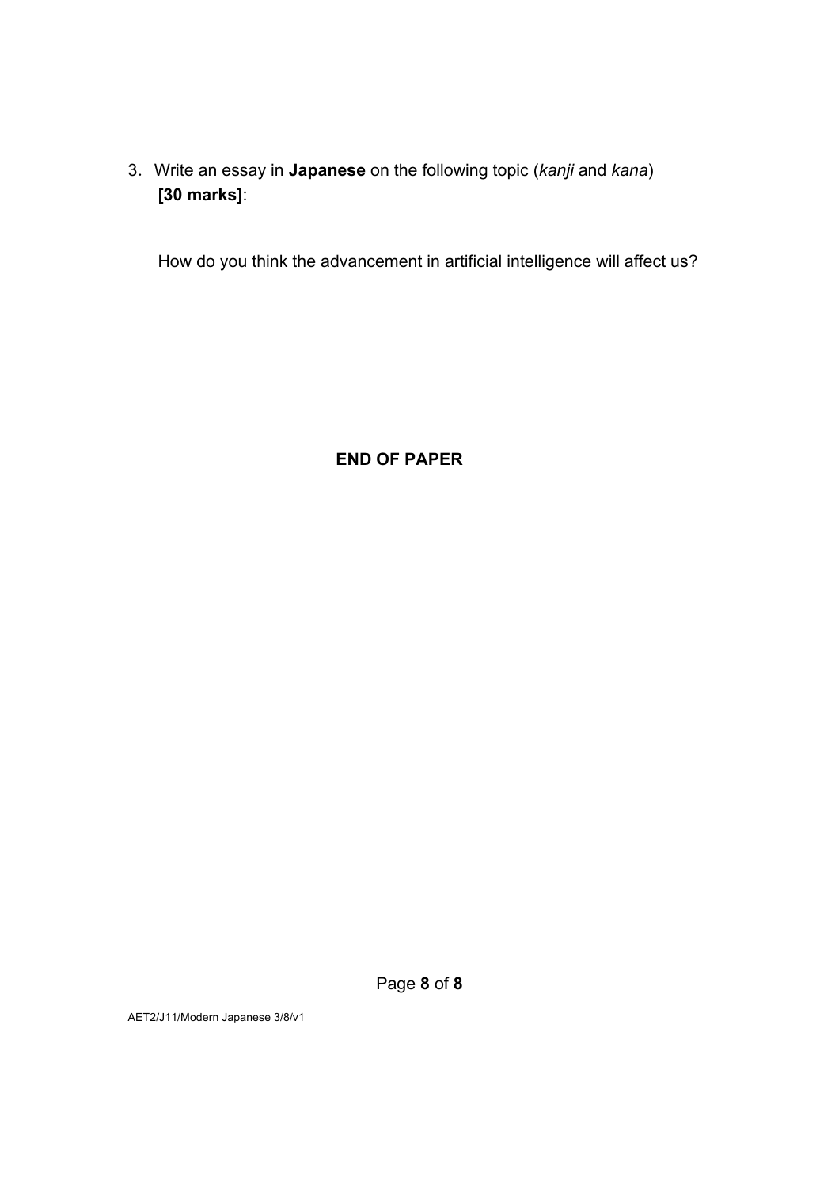3. Write an essay in **Japanese** on the following topic (*kanji* and *kana*) **[30 marks]**:

   How do you think the advancement in artificial intelligence will affect us?

**END OF PAPER**

AET2/J11/Modern Japanese 3/8/v1